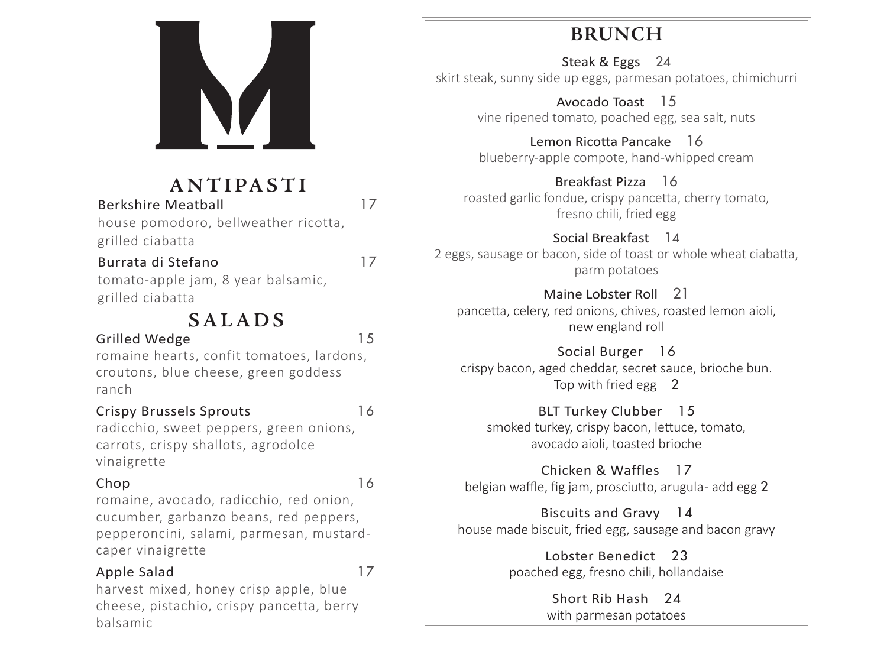## ANTIPASTI

**Berkshire Meatball** 17
house pomodoro, bellweather ricotta, grilled ciabatta

**Burrata di Stefano** 17
tomato-apple jam, 8 year balsamic, grilled ciabatta

## SALADS

**Grilled Wedge** 15
romaine hearts, confit tomatoes, lardons, croutons, blue cheese, green goddess ranch

**Crispy Brussels Sprouts** 16
radicchio, sweet peppers, green onions, carrots, crispy shallots, agrodolce vinaigrette

**Chop** 16
romaine, avocado, radicchio, red onion, cucumber, garbanzo beans, red peppers, pepperoncini, salami, parmesan, mustard-caper vinaigrette

**Apple Salad** 17
harvest mixed, honey crisp apple, blue cheese, pistachio, crispy pancetta, berry balsamic

## BRUNCH

**Steak & Eggs** 24
skirt steak, sunny side up eggs, parmesan potatoes, chimichurri

**Avocado Toast** 15
vine ripened tomato, poached egg, sea salt, nuts

**Lemon Ricotta Pancake** 16
blueberry-apple compote, hand-whipped cream

**Breakfast Pizza** 16
roasted garlic fondue, crispy pancetta, cherry tomato, fresno chili, fried egg

**Social Breakfast** 14
2 eggs, sausage or bacon, side of toast or whole wheat ciabatta, parm potatoes

**Maine Lobster Roll** 21
pancetta, celery, red onions, chives, roasted lemon aioli, new england roll

**Social Burger** 16
crispy bacon, aged cheddar, secret sauce, brioche bun.
Top with fried egg 2

**BLT Turkey Clubber** 15
smoked turkey, crispy bacon, lettuce, tomato, avocado aioli, toasted brioche

**Chicken & Waffles** 17
belgian waffle, fig jam, prosciutto, arugula- add egg 2

**Biscuits and Gravy** 14
house made biscuit, fried egg, sausage and bacon gravy

**Lobster Benedict** 23
poached egg, fresno chili, hollandaise

**Short Rib Hash** 24
with parmesan potatoes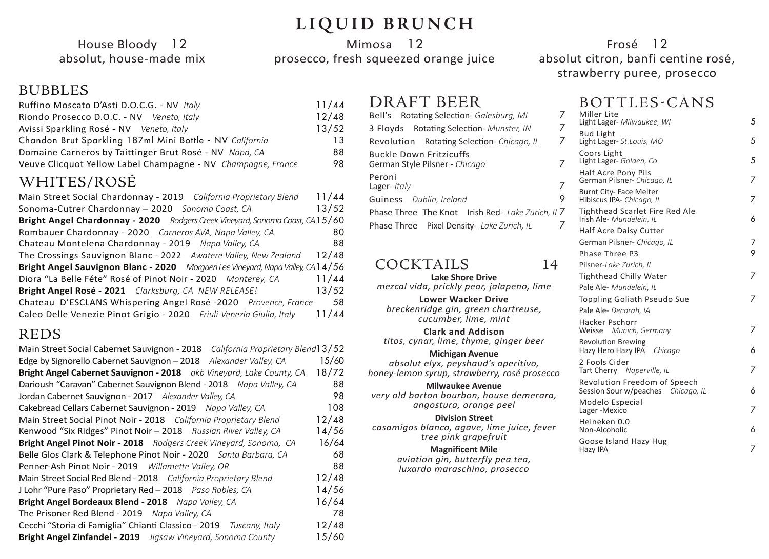# LIQUID BRUNCH

House Bloody 12
absolut, house-made mix

Mimosa 12
prosecco, fresh squeezed orange juice

Frosé 12
absolut citron, banfi centine rosé, strawberry puree, prosecco

## BUBBLES

| | |
|---|---|
| Ruffino Moscato D'Asti D.O.C.G. - NV *Italy* | 11/44 |
| Riondo Prosecco D.O.C. - NV *Veneto, Italy* | 12/48 |
| Avissi Sparkling Rosé - NV *Veneto, Italy* | 13/52 |
| Chandon Brut Sparkling 187ml Mini Bottle - NV *California* | 13 |
| Domaine Carneros by Taittinger Brut Rosé - NV *Napa, CA* | 88 |
| Veuve Clicquot Yellow Label Champagne - NV *Champagne, France* | 98 |

## WHITES/ROSÉ

| | |
|---|---|
| Main Street Social Chardonnay - 2019 *California Proprietary Blend* | 11/44 |
| Sonoma-Cutrer Chardonnay – 2020 *Sonoma Coast, CA* | 13/52 |
| **Bright Angel Chardonnay - 2020** *Rodgers Creek Vineyard, Sonoma Coast, CA* | 15/60 |
| Rombauer Chardonnay - 2020 *Carneros AVA, Napa Valley, CA* | 80 |
| Chateau Montelena Chardonnay - 2019 *Napa Valley, CA* | 88 |
| The Crossings Sauvignon Blanc - 2022 *Awatere Valley, New Zealand* | 12/48 |
| **Bright Angel Sauvignon Blanc - 2020** *Morgaen Lee Vineyard, Napa Valley, CA* | 14/56 |
| Diora "La Belle Féte" Rosé of Pinot Noir - 2020 *Monterey, CA* | 11/44 |
| **Bright Angel Rosé - 2021** *Clarksburg, CA NEW RELEASE!* | 13/52 |
| Chateau D'ESCLANS Whispering Angel Rosé -2020 *Provence, France* | 58 |
| Caleo Delle Venezie Pinot Grigio - 2020 *Friuli-Venezia Giulia, Italy* | 11/44 |

## REDS

| | |
|---|---|
| Main Street Social Cabernet Sauvignon - 2018 *California Proprietary Blend* | 13/52 |
| Edge by Signorello Cabernet Sauvignon – 2018 *Alexander Valley, CA* | 15/60 |
| **Bright Angel Cabernet Sauvignon - 2018** *akb Vineyard, Lake County, CA* | 18/72 |
| Darioush "Caravan" Cabernet Sauvignon Blend - 2018 *Napa Valley, CA* | 88 |
| Jordan Cabernet Sauvignon - 2017 *Alexander Valley, CA* | 98 |
| Cakebread Cellars Cabernet Sauvignon - 2019 *Napa Valley, CA* | 108 |
| Main Street Social Pinot Noir - 2018 *California Proprietary Blend* | 12/48 |
| Kenwood "Six Ridges" Pinot Noir – 2018 *Russian River Valley, CA* | 14/56 |
| **Bright Angel Pinot Noir - 2018** *Rodgers Creek Vineyard, Sonoma, CA* | 16/64 |
| Belle Glos Clark & Telephone Pinot Noir - 2020 *Santa Barbara, CA* | 68 |
| Penner-Ash Pinot Noir - 2019 *Willamette Valley, OR* | 88 |
| Main Street Social Red Blend - 2018 *California Proprietary Blend* | 12/48 |
| J Lohr "Pure Paso" Proprietary Red – 2018 *Paso Robles, CA* | 14/56 |
| **Bright Angel Bordeaux Blend - 2018** *Napa Valley, CA* | 16/64 |
| The Prisoner Red Blend - 2019 *Napa Valley, CA* | 78 |
| Cecchi "Storia di Famiglia" Chianti Classico - 2019 *Tuscany, Italy* | 12/48 |
| **Bright Angel Zinfandel - 2019** *Jigsaw Vineyard, Sonoma County* | 15/60 |

## DRAFT BEER

| | |
|---|---|
| Bell's Rotating Selection- *Galesburg, MI* | 7 |
| 3 Floyds Rotating Selection- *Munster, IN* | 7 |
| Revolution Rotating Selection- *Chicago, IL* | 7 |
| Buckle Down Fritzicuffs German Style Pilsner - *Chicago* | 7 |
| Peroni Lager- *Italy* | 7 |
| Guiness *Dublin, Ireland* | 9 |
| Phase Three The Knot Irish Red- *Lake Zurich, IL* | 7 |
| Phase Three Pixel Density- *Lake Zurich, IL* | 7 |

## COCKTAILS 14

**Lake Shore Drive**
*mezcal vida, prickly pear, jalapeno, lime*

**Lower Wacker Drive**
*breckenridge gin, green chartreuse, cucumber, lime, mint*

**Clark and Addison**
*titos, cynar, lime, thyme, ginger beer*

**Michigan Avenue**
*absolut elyx, peyshaud's aperitivo, honey-lemon syrup, strawberry, rosé prosecco*

**Milwaukee Avenue**
*very old barton bourbon, house demerara, angostura, orange peel*

**Division Street**
*casamigos blanco, agave, lime juice, fever tree pink grapefruit*

**Magnificent Mile**
*aviation gin, butterfly pea tea, luxardo maraschino, prosecco*

## BOTTLES-CANS

| | |
|---|---|
| Miller Lite Light Lager- *Milwaukee, WI* | 5 |
| Bud Light Light Lager- *St.Louis, MO* | 5 |
| Coors Light Light Lager- *Golden, Co* | 5 |
| Half Acre Pony Pils German Pilsner- *Chicago, IL* | 7 |
| Burnt City- Face Melter Hibiscus IPA- *Chicago, IL* | 7 |
| Tighthead Scarlet Fire Red Ale Irish Ale- *Mundelein, IL* | 6 |
| Half Acre Daisy Cutter German Pilsner- *Chicago, IL* | 7 |
| Phase Three P3 Pilsner-*Lake Zurich, IL* | 9 |
| Tighthead Chilly Water Pale Ale- *Mundelein, IL* | 7 |
| Toppling Goliath Pseudo Sue Pale Ale- *Decorah, IA* | 7 |
| Hacker Pschorr Weisse *Munich, Germany* | 7 |
| Revolution Brewing Hazy Hero Hazy IPA *Chicago* | 6 |
| 2 Fools Cider Tart Cherry *Naperville, IL* | 7 |
| Revolution Freedom of Speech Session Sour w/peaches *Chicago, IL* | 6 |
| Modelo Especial Lager -Mexico | 7 |
| Heineken 0.0 Non-Alcoholic | 6 |
| Goose Island Hazy Hug Hazy IPA | 7 |